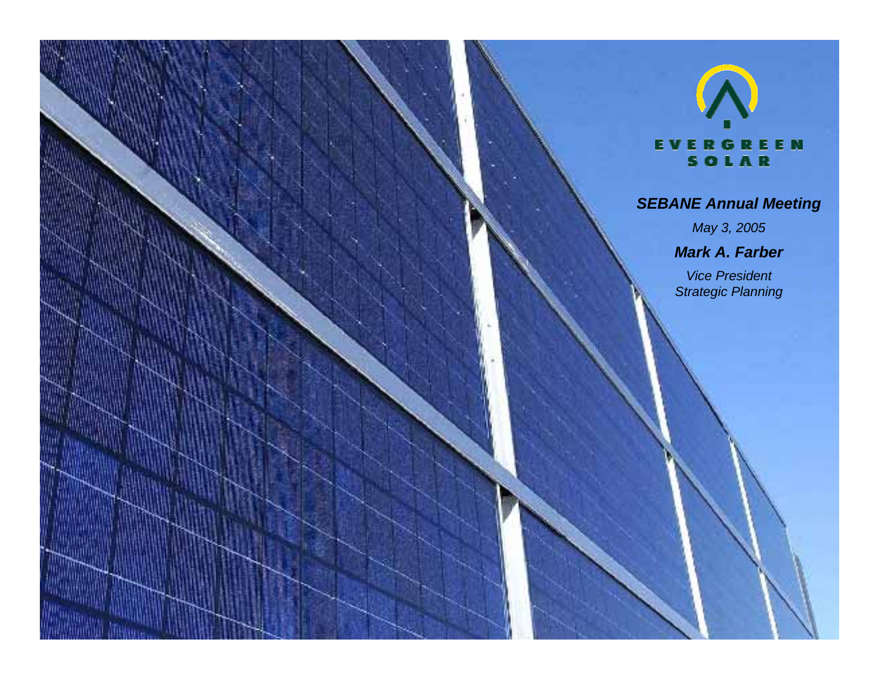EVERGREEN SOLAR

# *SEBANE Annual Meeting*

*May 3, 2005*

***Mark A. Farber***

*Vice President*
*Strategic Planning*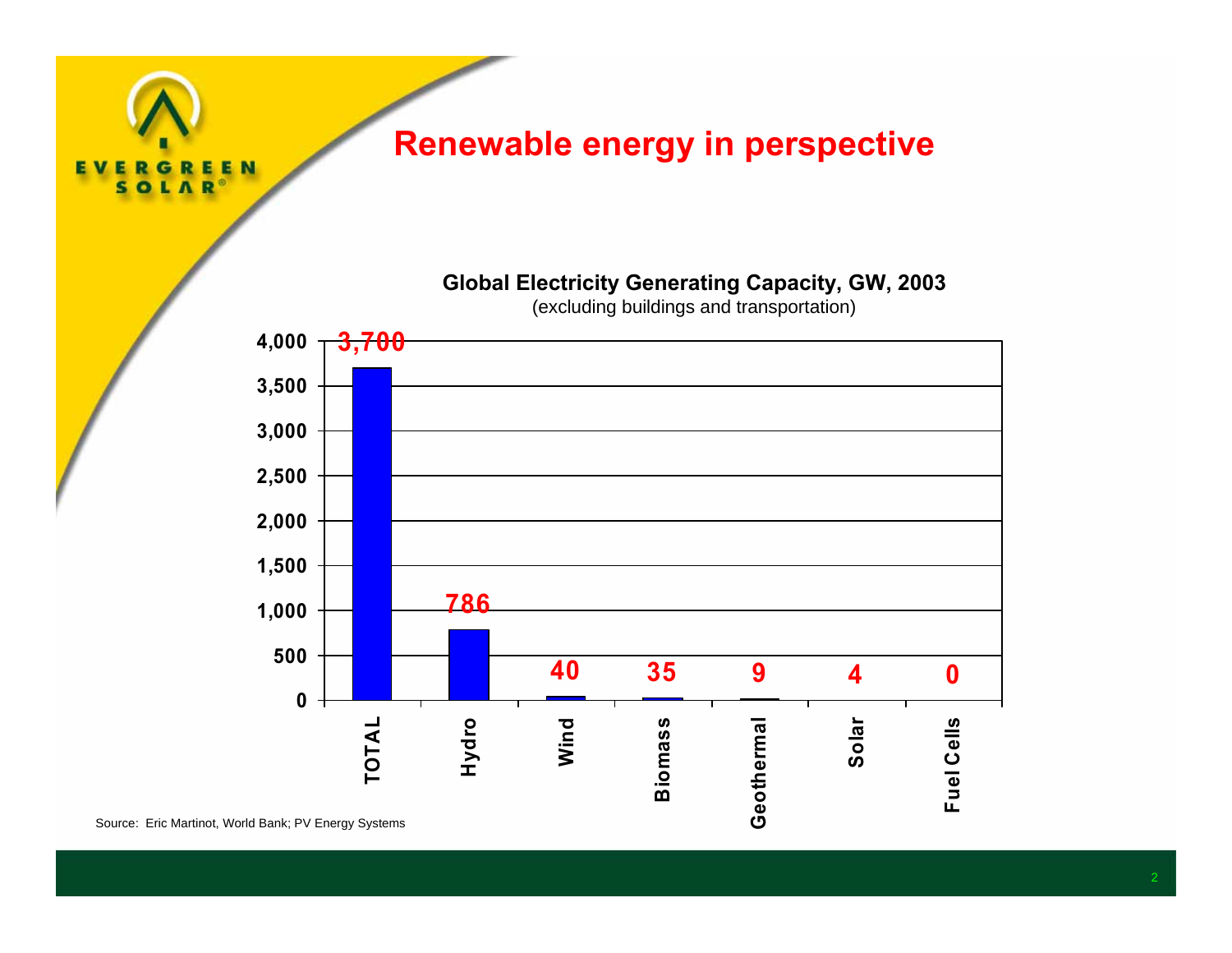# Renewable energy in perspective

**Global Electricity Generating Capacity, GW, 2003**

(excluding buildings and transportation)

| Category | GW |
|---|---|
| TOTAL | 3,700 |
| Hydro | 786 |
| Wind | 40 |
| Biomass | 35 |
| Geothermal | 9 |
| Solar | 4 |
| Fuel Cells | 0 |

Source: Eric Martinot, World Bank; PV Energy Systems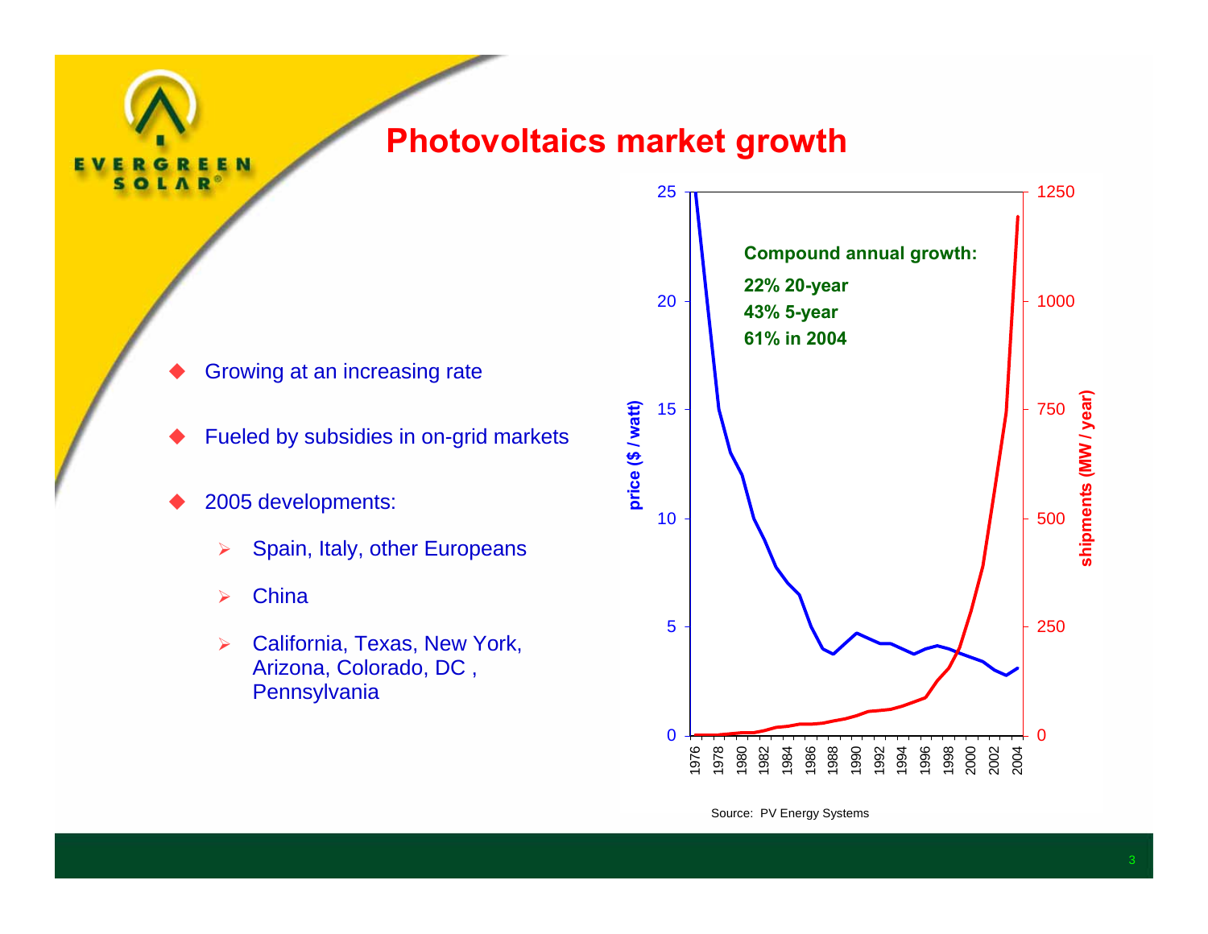# Photovoltaics market growth

- Growing at an increasing rate
- Fueled by subsidies in on-grid markets
- 2005 developments:
  - Spain, Italy, other Europeans
  - China
  - California, Texas, New York, Arizona, Colorado, DC , Pennsylvania

Compound annual growth:

22% 20-year

43% 5-year

61% in 2004

Source: PV Energy Systems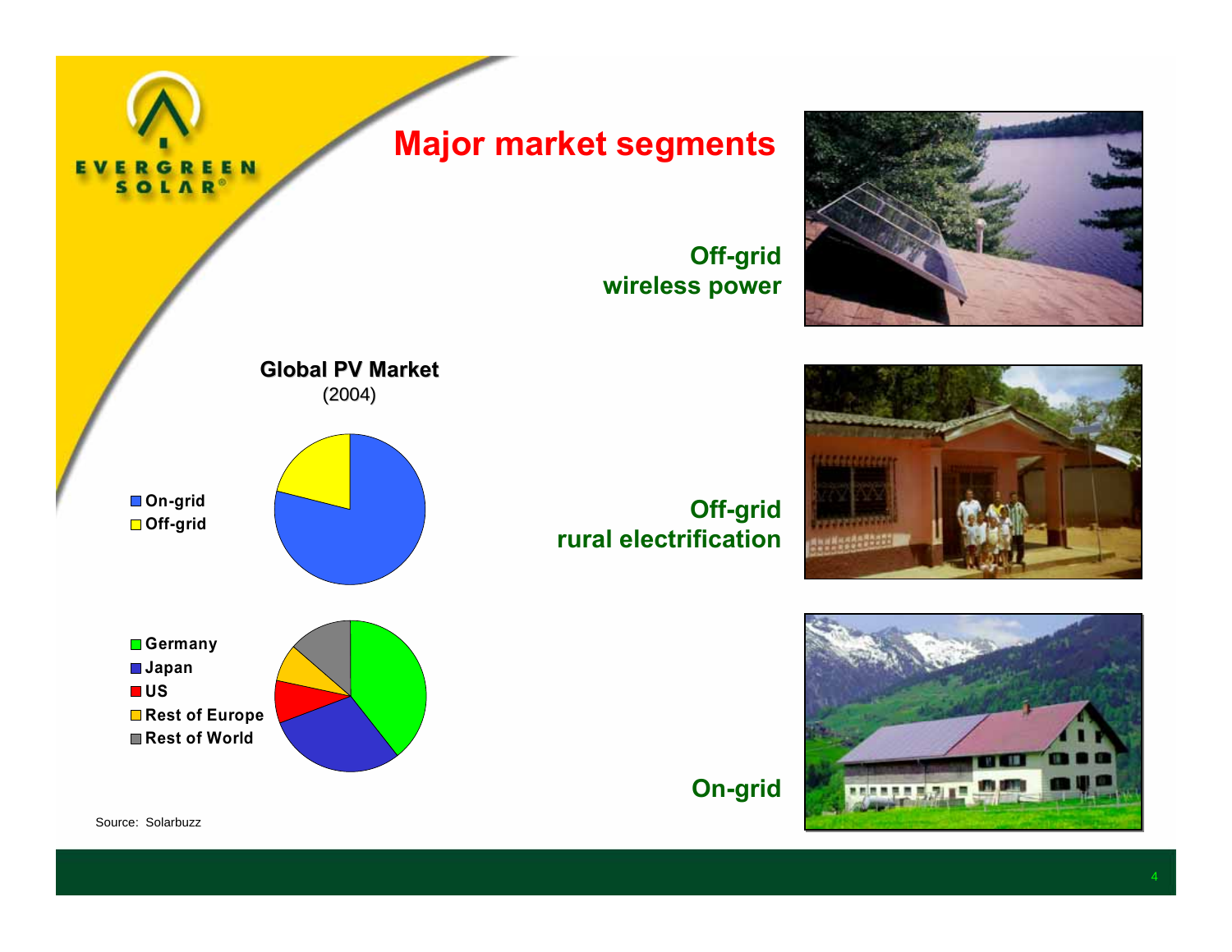# Major market segments

**Global PV Market**
(2004)

- On-grid
- Off-grid

- Germany
- Japan
- US
- Rest of Europe
- Rest of World

Source: Solarbuzz

**Off-grid wireless power**

**Off-grid rural electrification**

**On-grid**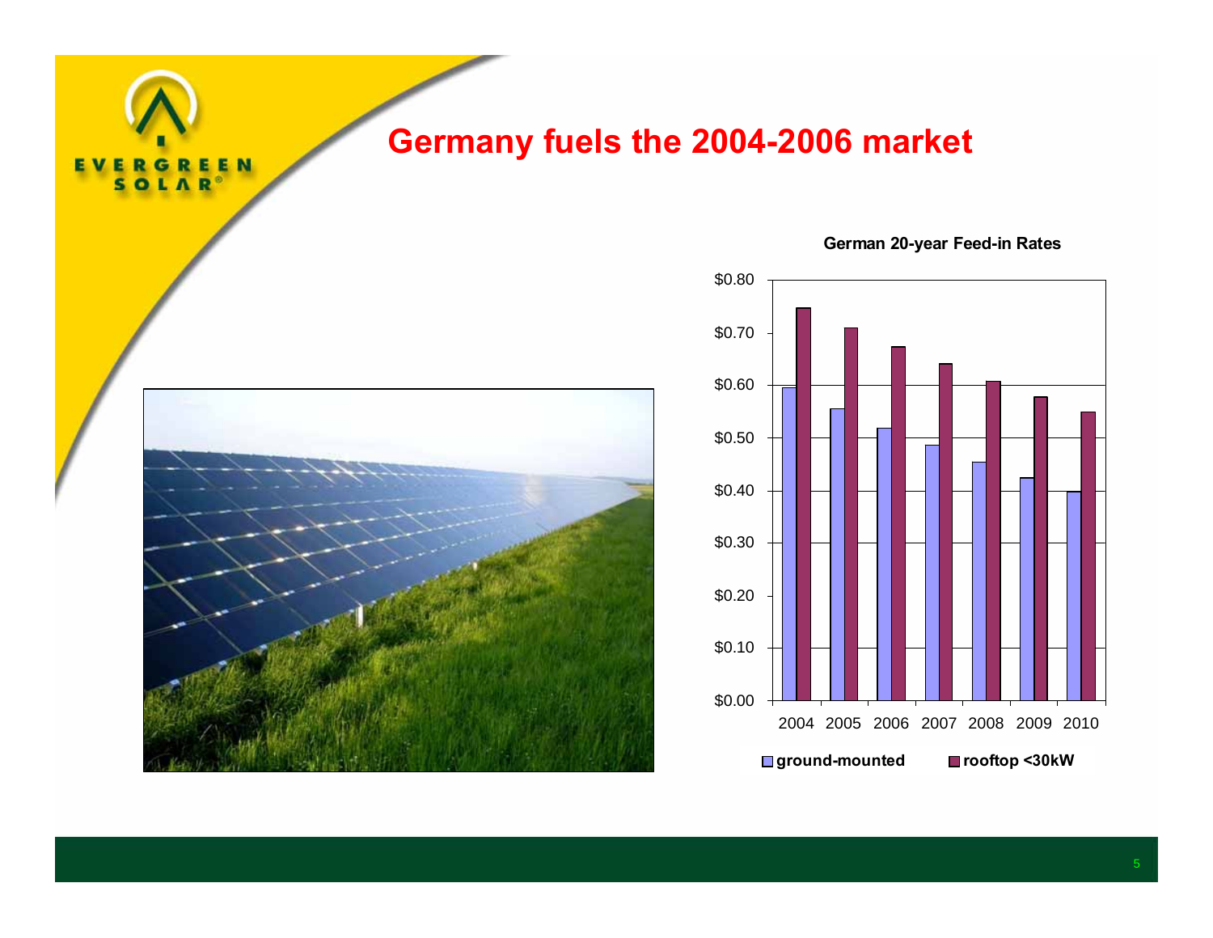# Germany fuels the 2004-2006 market

**German 20-year Feed-in Rates**

| Year | ground-mounted | rooftop <30kW |
|---|---|---|
| 2004 | $0.60 | $0.75 |
| 2005 | $0.56 | $0.71 |
| 2006 | $0.52 | $0.67 |
| 2007 | $0.49 | $0.64 |
| 2008 | $0.45 | $0.61 |
| 2009 | $0.42 | $0.58 |
| 2010 | $0.40 | $0.55 |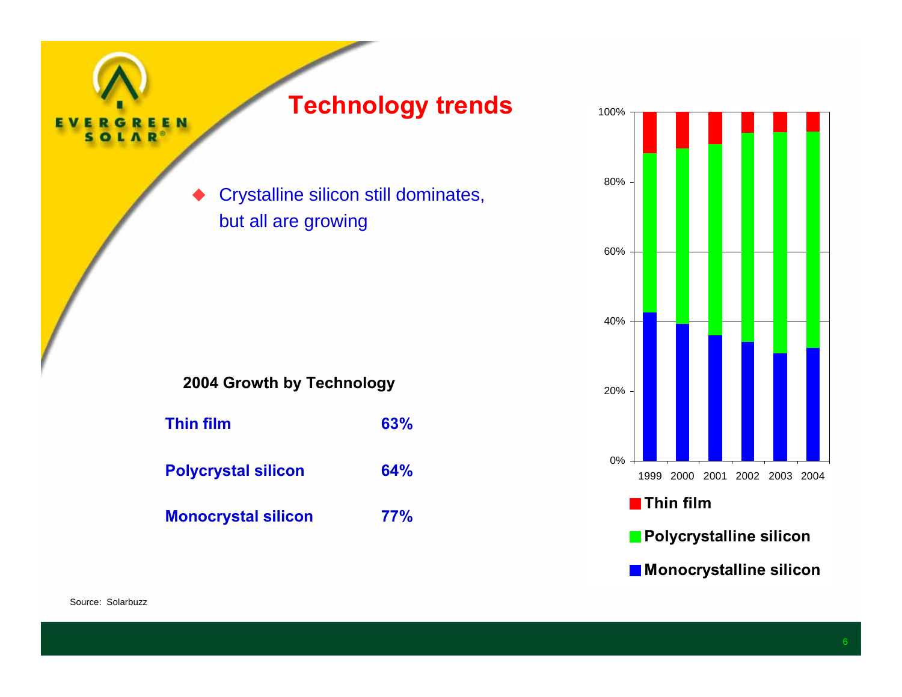# Technology trends

- Crystalline silicon still dominates, but all are growing

**2004 Growth by Technology**

| | |
|---|---|
| **Thin film** | **63%** |
| **Polycrystal silicon** | **64%** |
| **Monocrystal silicon** | **77%** |

Source: Solarbuzz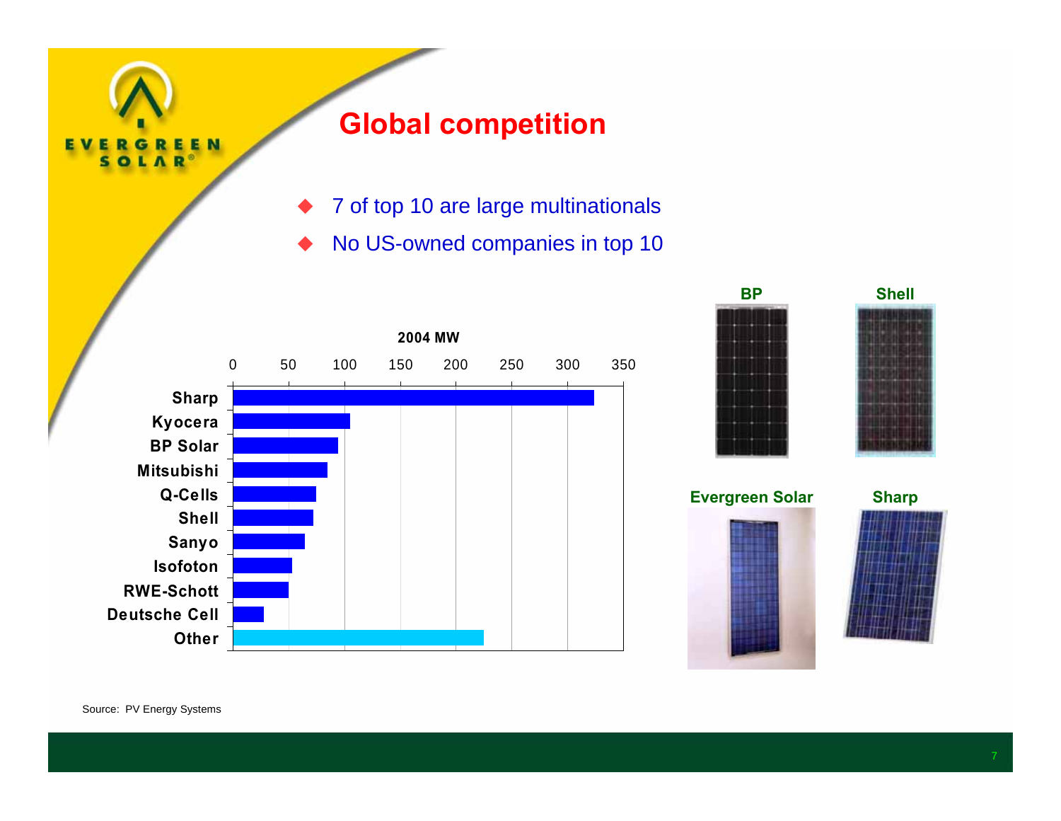# Global competition

- 7 of top 10 are large multinationals
- No US-owned companies in top 10

**2004 MW**

| Company | 2004 MW (approx.) |
|---|---|
| Sharp | 324 |
| Kyocera | 105 |
| BP Solar | 94 |
| Mitsubishi | 85 |
| Q-Cells | 75 |
| Shell | 72 |
| Sanyo | 65 |
| Isofoton | 53 |
| RWE-Schott | 50 |
| Deutsche Cell | 28 |
| Other | 225 |

BP | Shell | Evergreen Solar | Sharp

Source: PV Energy Systems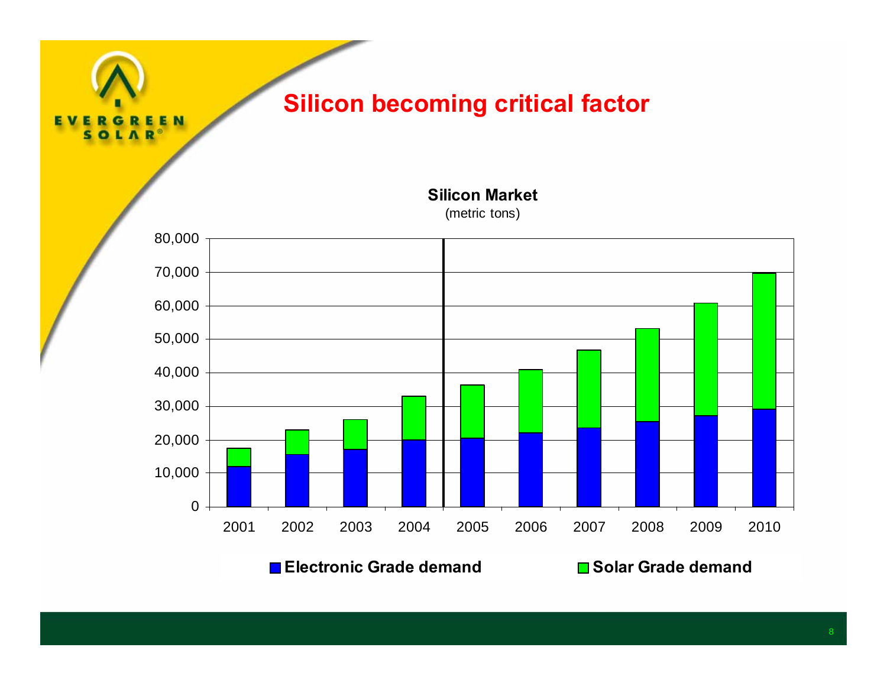# Silicon becoming critical factor

**Silicon Market**
(metric tons)

| Year | Electronic Grade demand | Solar Grade demand |
|---|---|---|
| 2001 | ~12,000 | ~5,500 |
| 2002 | ~15,500 | ~7,500 |
| 2003 | ~17,000 | ~9,000 |
| 2004 | ~20,000 | ~13,000 |
| 2005 | ~20,500 | ~16,000 |
| 2006 | ~22,000 | ~19,000 |
| 2007 | ~23,500 | ~23,000 |
| 2008 | ~25,500 | ~27,500 |
| 2009 | ~27,000 | ~33,500 |
| 2010 | ~29,000 | ~40,500 |

■ Electronic Grade demand ■ Solar Grade demand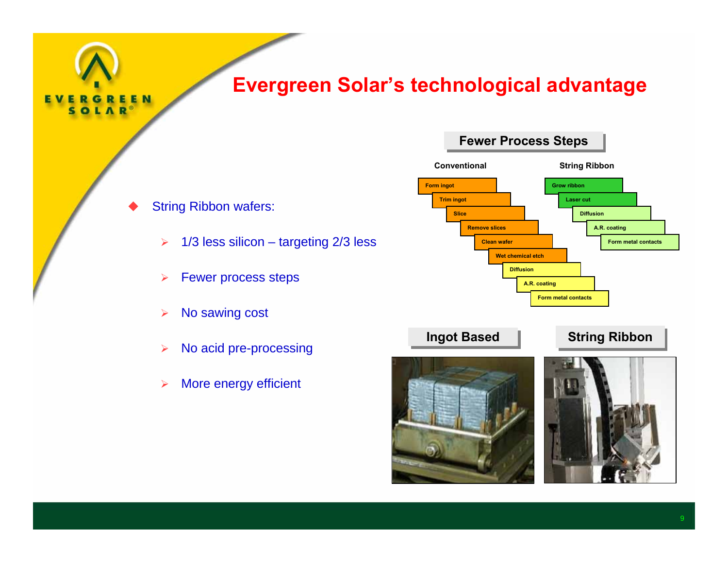# Evergreen Solar's technological advantage

- String Ribbon wafers:
  - 1/3 less silicon – targeting 2/3 less
  - Fewer process steps
  - No sawing cost
  - No acid pre-processing
  - More energy efficient

## Fewer Process Steps

| Conventional | String Ribbon |
|---|---|
| Form ingot | Grow ribbon |
| Trim ingot | Laser cut |
| Slice | Diffusion |
| Remove slices | A.R. coating |
| Clean wafer | Form metal contacts |
| Wet chemical etch | |
| Diffusion | |
| A.R. coating | |
| Form metal contacts | |

**Ingot Based**

**String Ribbon**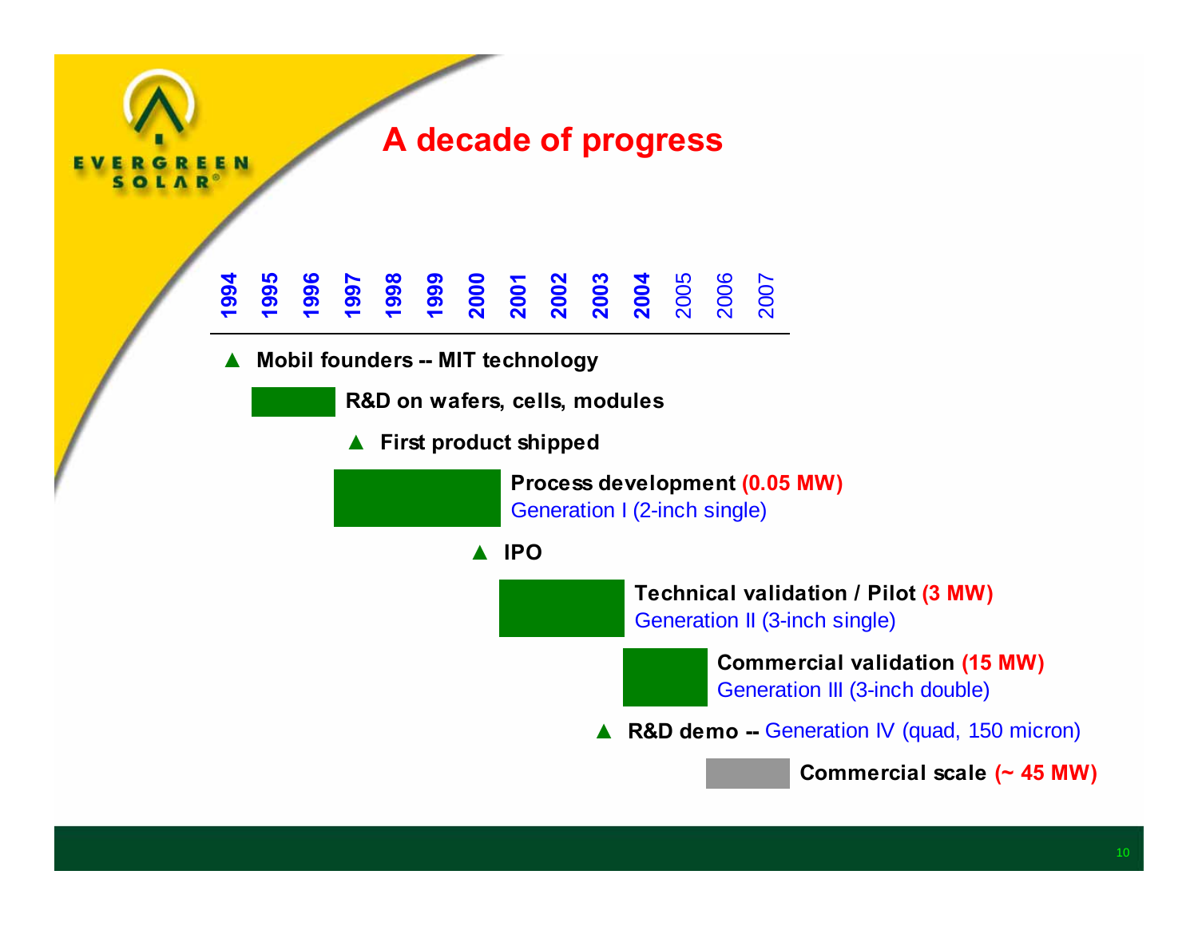# A decade of progress

| 1994 | 1995 | 1996 | 1997 | 1998 | 1999 | 2000 | 2001 | 2002 | 2003 | 2004 | 2005 | 2006 | 2007 |
|---|---|---|---|---|---|---|---|---|---|---|---|---|---|

- ▲ **Mobil founders -- MIT technology**
- **R&D on wafers, cells, modules**
- ▲ **First product shipped**
- **Process development (0.05 MW)**
  Generation I (2-inch single)
- ▲ **IPO**
- **Technical validation / Pilot (3 MW)**
  Generation II (3-inch single)
- **Commercial validation (15 MW)**
  Generation III (3-inch double)
- ▲ **R&D demo --** Generation IV (quad, 150 micron)
- **Commercial scale (~ 45 MW)**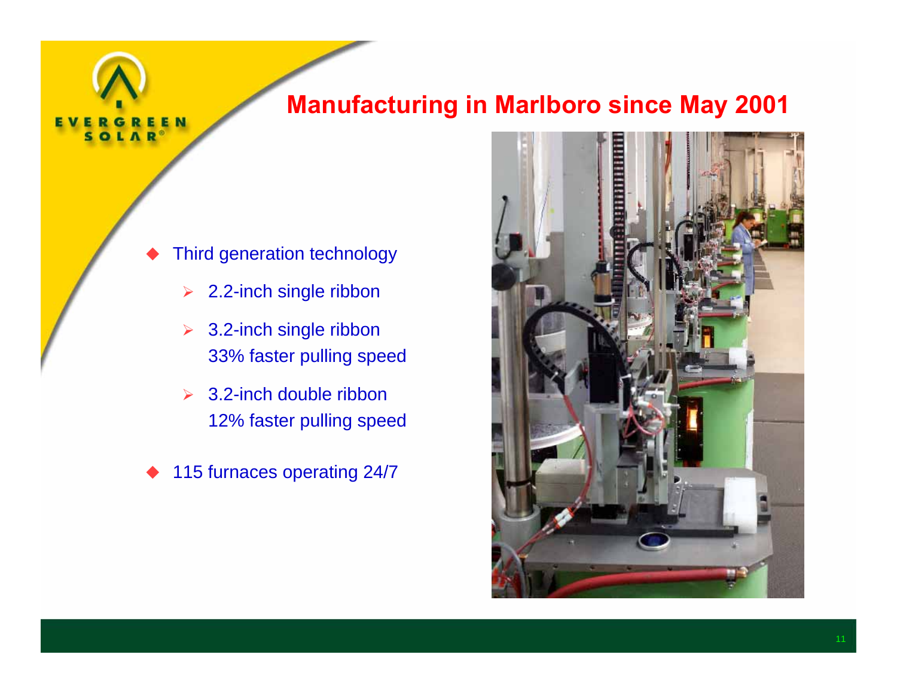# Manufacturing in Marlboro since May 2001

- Third generation technology
  - 2.2-inch single ribbon
  - 3.2-inch single ribbon
    33% faster pulling speed
  - 3.2-inch double ribbon
    12% faster pulling speed
- 115 furnaces operating 24/7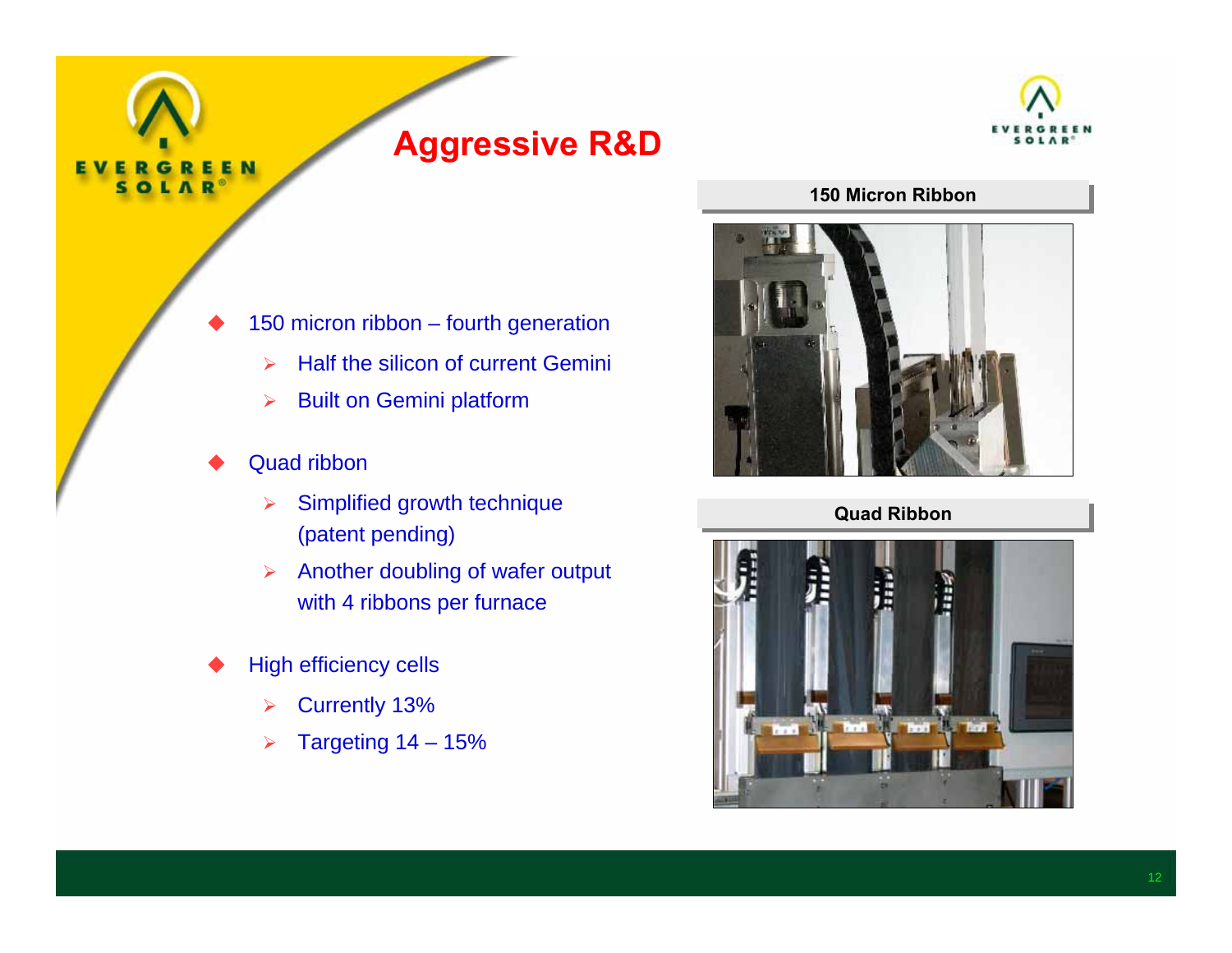# Aggressive R&D

- 150 micron ribbon – fourth generation
  - Half the silicon of current Gemini
  - Built on Gemini platform
- Quad ribbon
  - Simplified growth technique (patent pending)
  - Another doubling of wafer output with 4 ribbons per furnace
- High efficiency cells
  - Currently 13%
  - Targeting 14 – 15%

**150 Micron Ribbon**

**Quad Ribbon**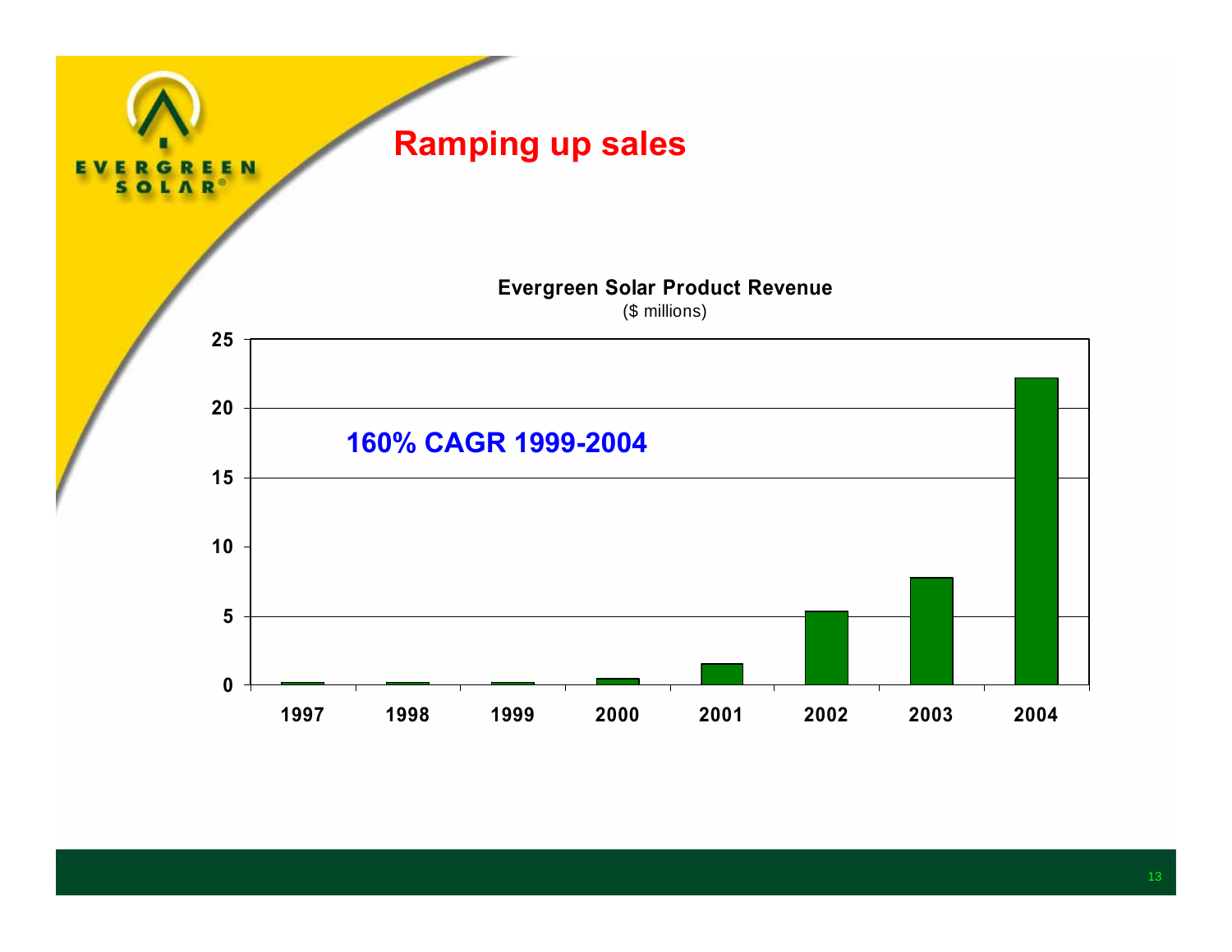# Ramping up sales

**Evergreen Solar Product Revenue**

($ millions)

**160% CAGR 1999-2004**

| Year | Revenue ($ millions) |
|---|---|
| 1997 | ~0.2 |
| 1998 | ~0.2 |
| 1999 | ~0.2 |
| 2000 | ~0.5 |
| 2001 | ~1.6 |
| 2002 | ~5.3 |
| 2003 | ~7.8 |
| 2004 | ~22.2 |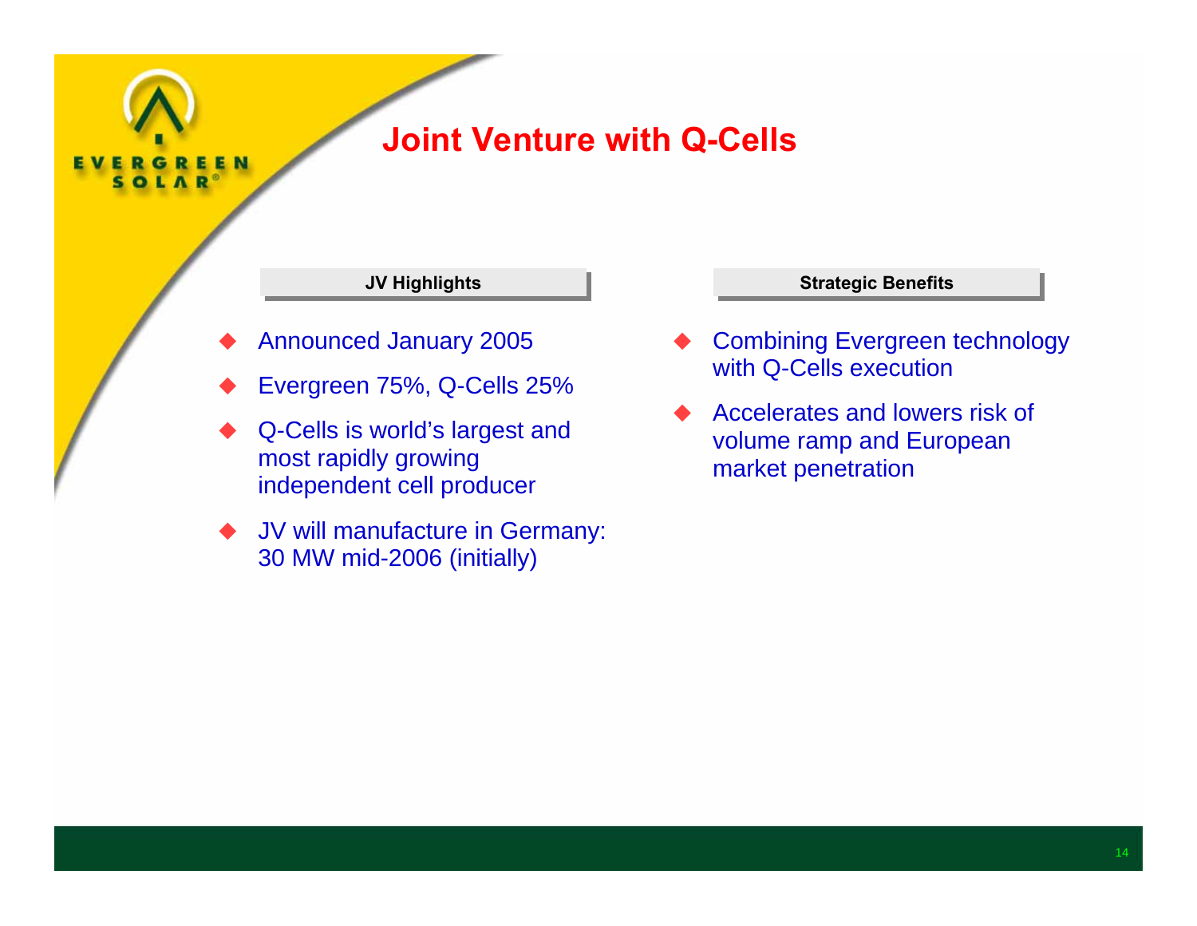# Joint Venture with Q-Cells

### JV Highlights

- Announced January 2005
- Evergreen 75%, Q-Cells 25%
- Q-Cells is world's largest and most rapidly growing independent cell producer
- JV will manufacture in Germany: 30 MW mid-2006 (initially)

### Strategic Benefits

- Combining Evergreen technology with Q-Cells execution
- Accelerates and lowers risk of volume ramp and European market penetration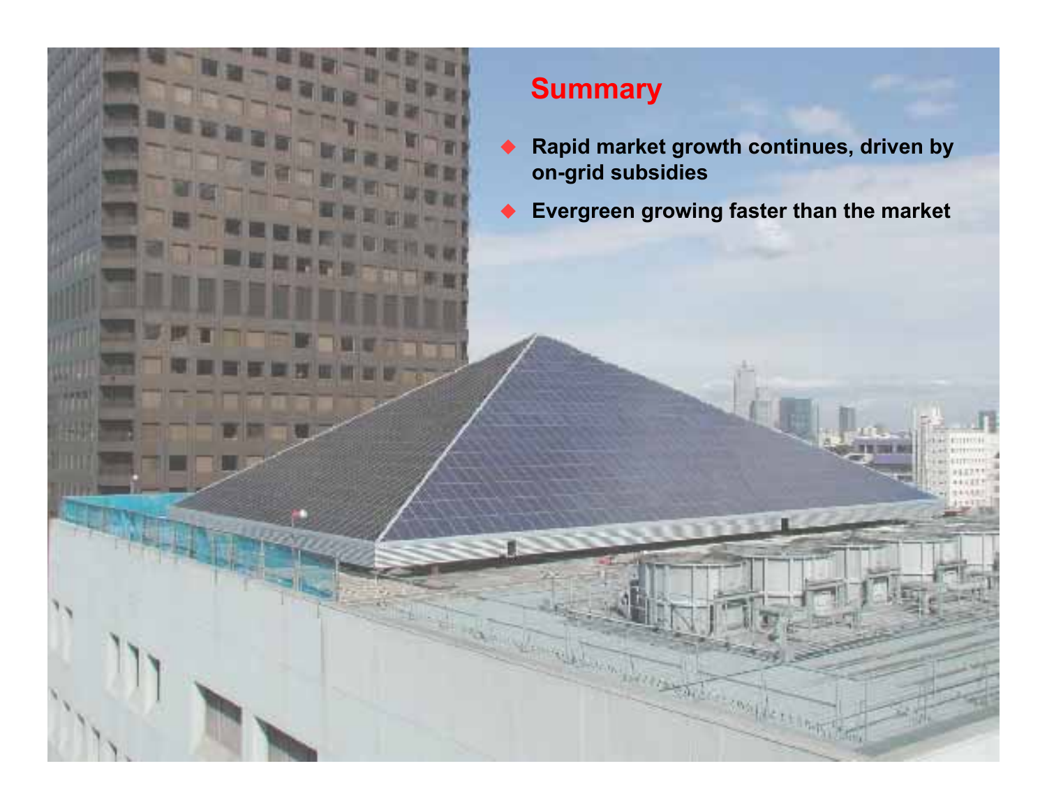## Summary

- Rapid market growth continues, driven by on-grid subsidies
- Evergreen growing faster than the market